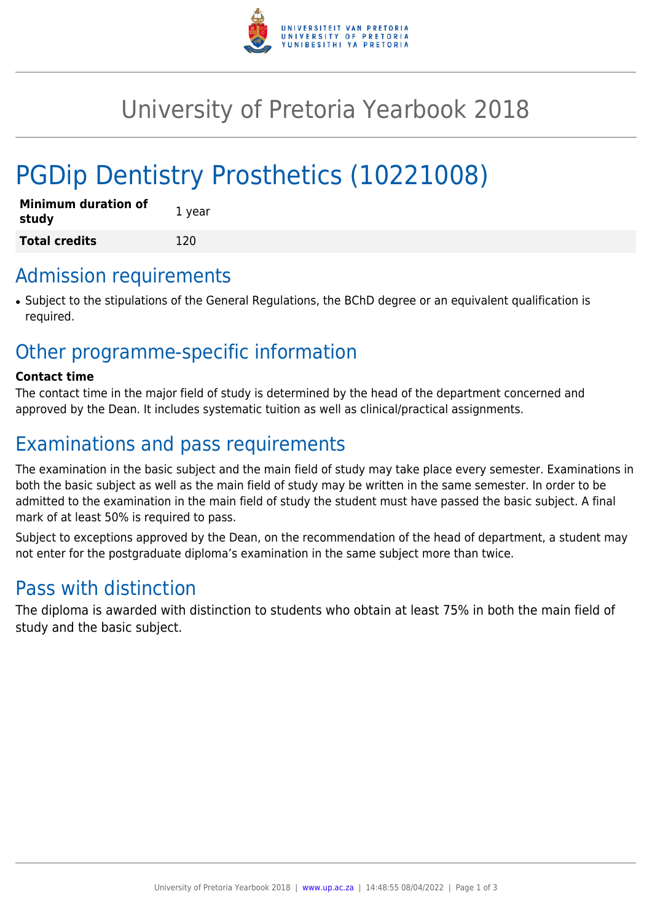# University of Pretoria Yearbook 2018

# PGDip Dentistry Prosthetics (10221008)

| **Minimum duration of study** | 1 year |
| --- | --- |
| **Total credits** | 120 |

## Admission requirements

- Subject to the stipulations of the General Regulations, the BChD degree or an equivalent qualification is required.

## Other programme-specific information

**Contact time**

The contact time in the major field of study is determined by the head of the department concerned and approved by the Dean. It includes systematic tuition as well as clinical/practical assignments.

## Examinations and pass requirements

The examination in the basic subject and the main field of study may take place every semester. Examinations in both the basic subject as well as the main field of study may be written in the same semester. In order to be admitted to the examination in the main field of study the student must have passed the basic subject. A final mark of at least 50% is required to pass.

Subject to exceptions approved by the Dean, on the recommendation of the head of department, a student may not enter for the postgraduate diploma's examination in the same subject more than twice.

## Pass with distinction

The diploma is awarded with distinction to students who obtain at least 75% in both the main field of study and the basic subject.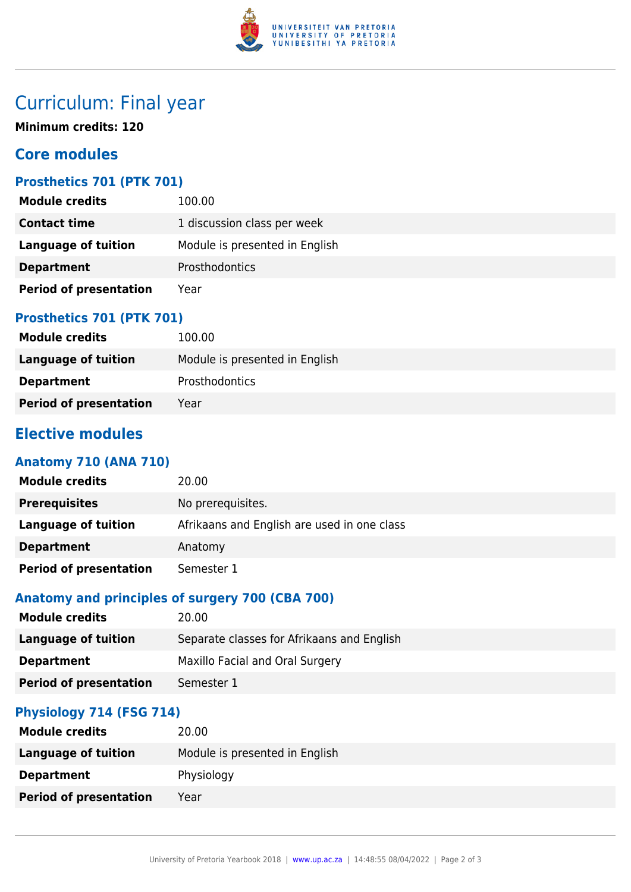# Curriculum: Final year

**Minimum credits: 120**

## Core modules

### Prosthetics 701 (PTK 701)

| | |
|---|---|
| **Module credits** | 100.00 |
| **Contact time** | 1 discussion class per week |
| **Language of tuition** | Module is presented in English |
| **Department** | Prosthodontics |
| **Period of presentation** | Year |

### Prosthetics 701 (PTK 701)

| | |
|---|---|
| **Module credits** | 100.00 |
| **Language of tuition** | Module is presented in English |
| **Department** | Prosthodontics |
| **Period of presentation** | Year |

## Elective modules

### Anatomy 710 (ANA 710)

| | |
|---|---|
| **Module credits** | 20.00 |
| **Prerequisites** | No prerequisites. |
| **Language of tuition** | Afrikaans and English are used in one class |
| **Department** | Anatomy |
| **Period of presentation** | Semester 1 |

### Anatomy and principles of surgery 700 (CBA 700)

| | |
|---|---|
| **Module credits** | 20.00 |
| **Language of tuition** | Separate classes for Afrikaans and English |
| **Department** | Maxillo Facial and Oral Surgery |
| **Period of presentation** | Semester 1 |

### Physiology 714 (FSG 714)

| | |
|---|---|
| **Module credits** | 20.00 |
| **Language of tuition** | Module is presented in English |
| **Department** | Physiology |
| **Period of presentation** | Year |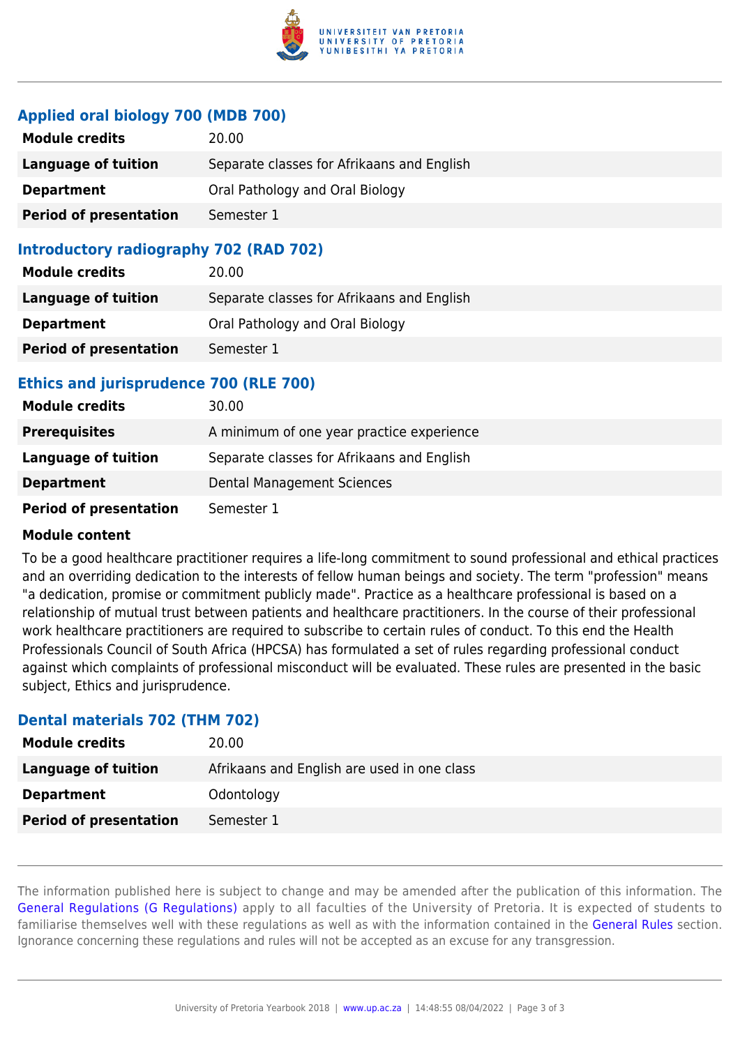### Applied oral biology 700 (MDB 700)

| | |
|---|---|
| **Module credits** | 20.00 |
| **Language of tuition** | Separate classes for Afrikaans and English |
| **Department** | Oral Pathology and Oral Biology |
| **Period of presentation** | Semester 1 |

### Introductory radiography 702 (RAD 702)

| | |
|---|---|
| **Module credits** | 20.00 |
| **Language of tuition** | Separate classes for Afrikaans and English |
| **Department** | Oral Pathology and Oral Biology |
| **Period of presentation** | Semester 1 |

### Ethics and jurisprudence 700 (RLE 700)

| | |
|---|---|
| **Module credits** | 30.00 |
| **Prerequisites** | A minimum of one year practice experience |
| **Language of tuition** | Separate classes for Afrikaans and English |
| **Department** | Dental Management Sciences |
| **Period of presentation** | Semester 1 |

**Module content**

To be a good healthcare practitioner requires a life-long commitment to sound professional and ethical practices and an overriding dedication to the interests of fellow human beings and society. The term "profession" means "a dedication, promise or commitment publicly made". Practice as a healthcare professional is based on a relationship of mutual trust between patients and healthcare practitioners. In the course of their professional work healthcare practitioners are required to subscribe to certain rules of conduct. To this end the Health Professionals Council of South Africa (HPCSA) has formulated a set of rules regarding professional conduct against which complaints of professional misconduct will be evaluated. These rules are presented in the basic subject, Ethics and jurisprudence.

### Dental materials 702 (THM 702)

| | |
|---|---|
| **Module credits** | 20.00 |
| **Language of tuition** | Afrikaans and English are used in one class |
| **Department** | Odontology |
| **Period of presentation** | Semester 1 |

The information published here is subject to change and may be amended after the publication of this information. The General Regulations (G Regulations) apply to all faculties of the University of Pretoria. It is expected of students to familiarise themselves well with these regulations as well as with the information contained in the General Rules section. Ignorance concerning these regulations and rules will not be accepted as an excuse for any transgression.